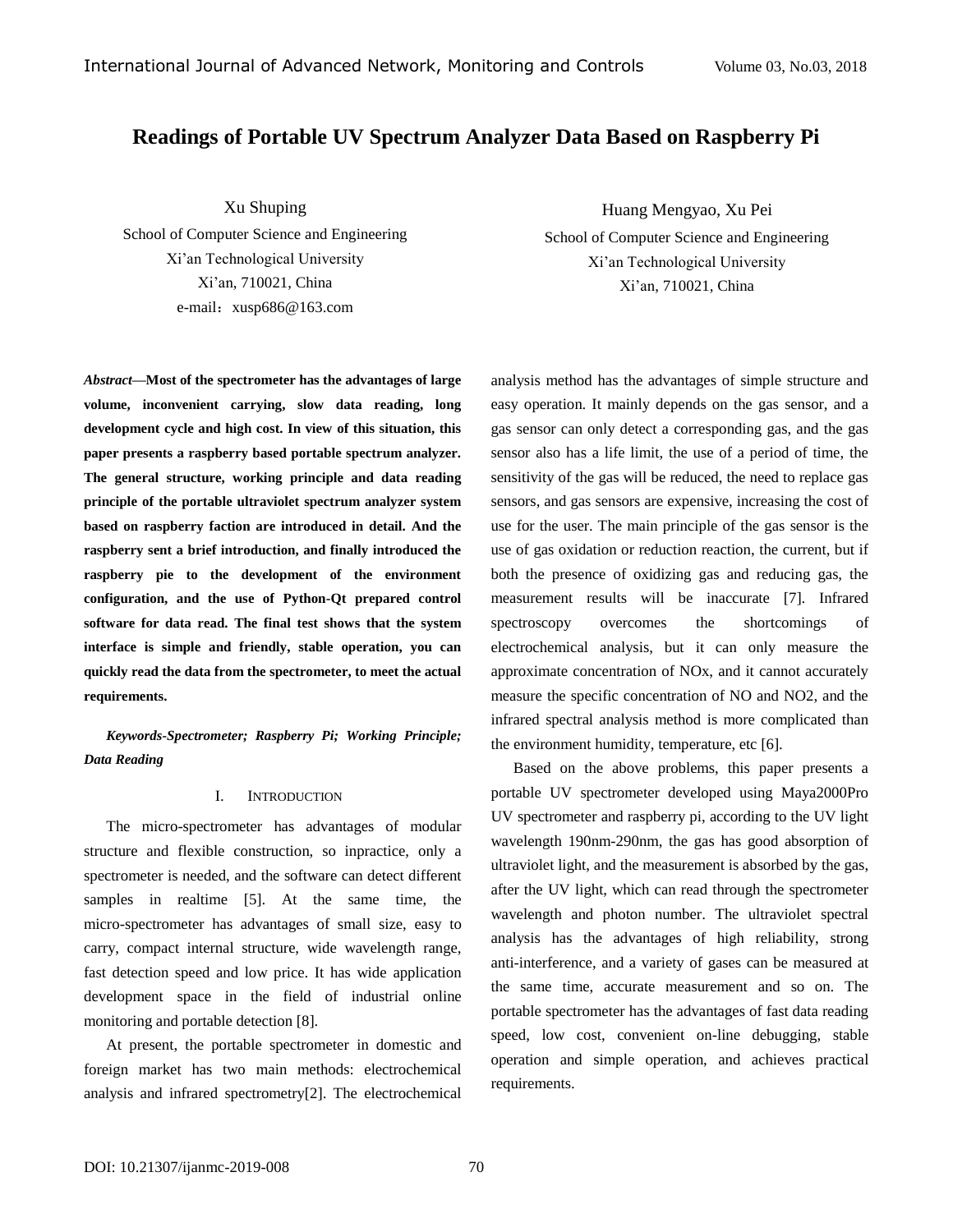# Readings of Portable UV Spectrum Analyzer Data Based on Raspberry Pi

Xu Shuping
School of Computer Science and Engineering
Xi'an Technological University
Xi'an, 710021, China
e-mail：xusp686@163.com

Huang Mengyao, Xu Pei
School of Computer Science and Engineering
Xi'an Technological University
Xi'an, 710021, China

***Abstract*—Most of the spectrometer has the advantages of large volume, inconvenient carrying, slow data reading, long development cycle and high cost. In view of this situation, this paper presents a raspberry based portable spectrum analyzer. The general structure, working principle and data reading principle of the portable ultraviolet spectrum analyzer system based on raspberry faction are introduced in detail. And the raspberry sent a brief introduction, and finally introduced the raspberry pie to the development of the environment configuration, and the use of Python-Qt prepared control software for data read. The final test shows that the system interface is simple and friendly, stable operation, you can quickly read the data from the spectrometer, to meet the actual requirements.**

***Keywords-Spectrometer; Raspberry Pi; Working Principle; Data Reading***

## I. INTRODUCTION

The micro-spectrometer has advantages of modular structure and flexible construction, so inpractice, only a spectrometer is needed, and the software can detect different samples in realtime [5]. At the same time, the micro-spectrometer has advantages of small size, easy to carry, compact internal structure, wide wavelength range, fast detection speed and low price. It has wide application development space in the field of industrial online monitoring and portable detection [8].

At present, the portable spectrometer in domestic and foreign market has two main methods: electrochemical analysis and infrared spectrometry[2]. The electrochemical analysis method has the advantages of simple structure and easy operation. It mainly depends on the gas sensor, and a gas sensor can only detect a corresponding gas, and the gas sensor also has a life limit, the use of a period of time, the sensitivity of the gas will be reduced, the need to replace gas sensors, and gas sensors are expensive, increasing the cost of use for the user. The main principle of the gas sensor is the use of gas oxidation or reduction reaction, the current, but if both the presence of oxidizing gas and reducing gas, the measurement results will be inaccurate [7]. Infrared spectroscopy overcomes the shortcomings of electrochemical analysis, but it can only measure the approximate concentration of NOx, and it cannot accurately measure the specific concentration of NO and NO2, and the infrared spectral analysis method is more complicated than the environment humidity, temperature, etc [6].

Based on the above problems, this paper presents a portable UV spectrometer developed using Maya2000Pro UV spectrometer and raspberry pi, according to the UV light wavelength 190nm-290nm, the gas has good absorption of ultraviolet light, and the measurement is absorbed by the gas, after the UV light, which can read through the spectrometer wavelength and photon number. The ultraviolet spectral analysis has the advantages of high reliability, strong anti-interference, and a variety of gases can be measured at the same time, accurate measurement and so on. The portable spectrometer has the advantages of fast data reading speed, low cost, convenient on-line debugging, stable operation and simple operation, and achieves practical requirements.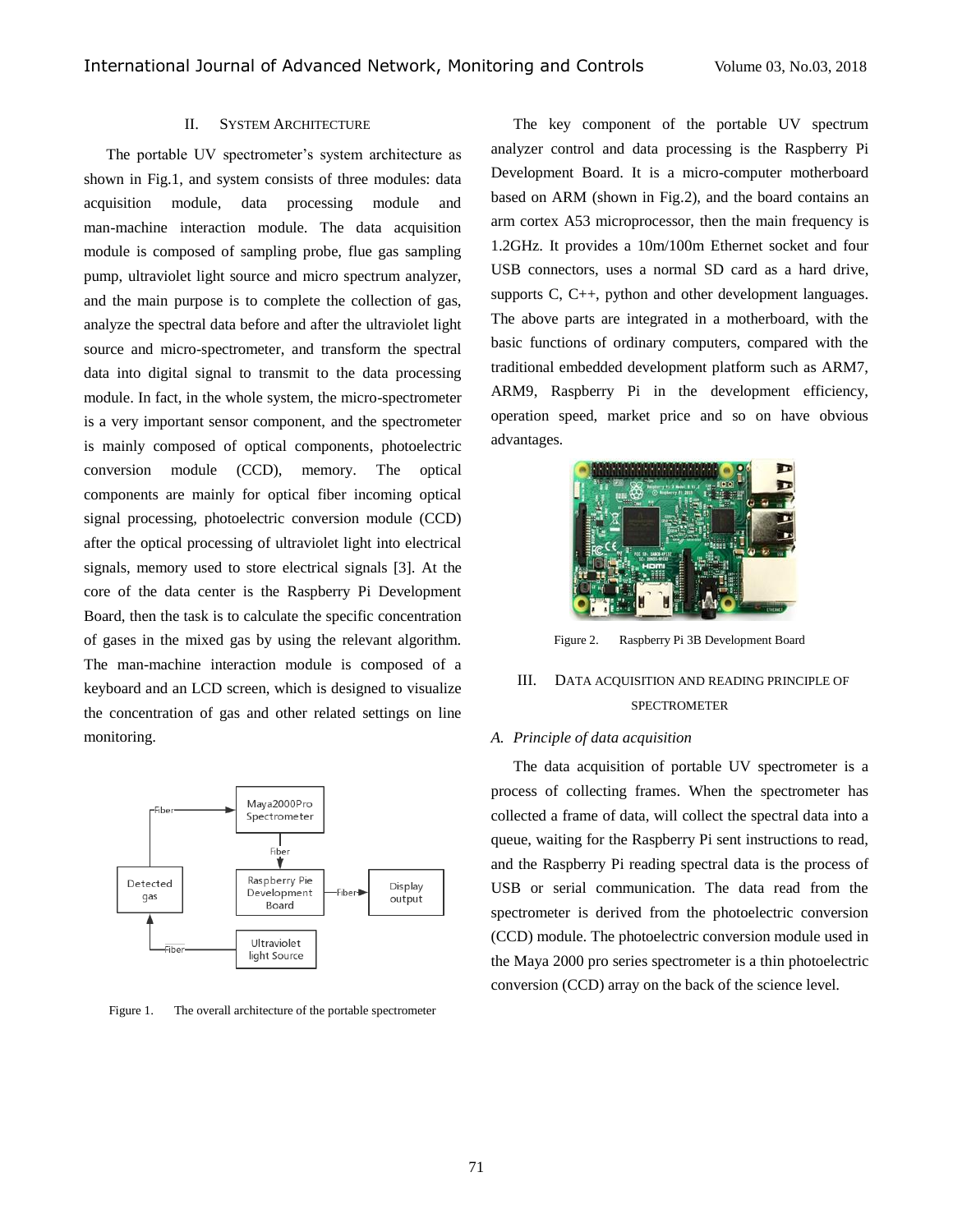## II. SYSTEM ARCHITECTURE

The portable UV spectrometer's system architecture as shown in Fig.1, and system consists of three modules: data acquisition module, data processing module and man-machine interaction module. The data acquisition module is composed of sampling probe, flue gas sampling pump, ultraviolet light source and micro spectrum analyzer, and the main purpose is to complete the collection of gas, analyze the spectral data before and after the ultraviolet light source and micro-spectrometer, and transform the spectral data into digital signal to transmit to the data processing module. In fact, in the whole system, the micro-spectrometer is a very important sensor component, and the spectrometer is mainly composed of optical components, photoelectric conversion module (CCD), memory. The optical components are mainly for optical fiber incoming optical signal processing, photoelectric conversion module (CCD) after the optical processing of ultraviolet light into electrical signals, memory used to store electrical signals [3]. At the core of the data center is the Raspberry Pi Development Board, then the task is to calculate the specific concentration of gases in the mixed gas by using the relevant algorithm. The man-machine interaction module is composed of a keyboard and an LCD screen, which is designed to visualize the concentration of gas and other related settings on line monitoring.

Figure 1. The overall architecture of the portable spectrometer

The key component of the portable UV spectrum analyzer control and data processing is the Raspberry Pi Development Board. It is a micro-computer motherboard based on ARM (shown in Fig.2), and the board contains an arm cortex A53 microprocessor, then the main frequency is 1.2GHz. It provides a 10m/100m Ethernet socket and four USB connectors, uses a normal SD card as a hard drive, supports C, C++, python and other development languages. The above parts are integrated in a motherboard, with the basic functions of ordinary computers, compared with the traditional embedded development platform such as ARM7, ARM9, Raspberry Pi in the development efficiency, operation speed, market price and so on have obvious advantages.

Figure 2. Raspberry Pi 3B Development Board

## III. DATA ACQUISITION AND READING PRINCIPLE OF SPECTROMETER

### A. Principle of data acquisition

The data acquisition of portable UV spectrometer is a process of collecting frames. When the spectrometer has collected a frame of data, will collect the spectral data into a queue, waiting for the Raspberry Pi sent instructions to read, and the Raspberry Pi reading spectral data is the process of USB or serial communication. The data read from the spectrometer is derived from the photoelectric conversion (CCD) module. The photoelectric conversion module used in the Maya 2000 pro series spectrometer is a thin photoelectric conversion (CCD) array on the back of the science level.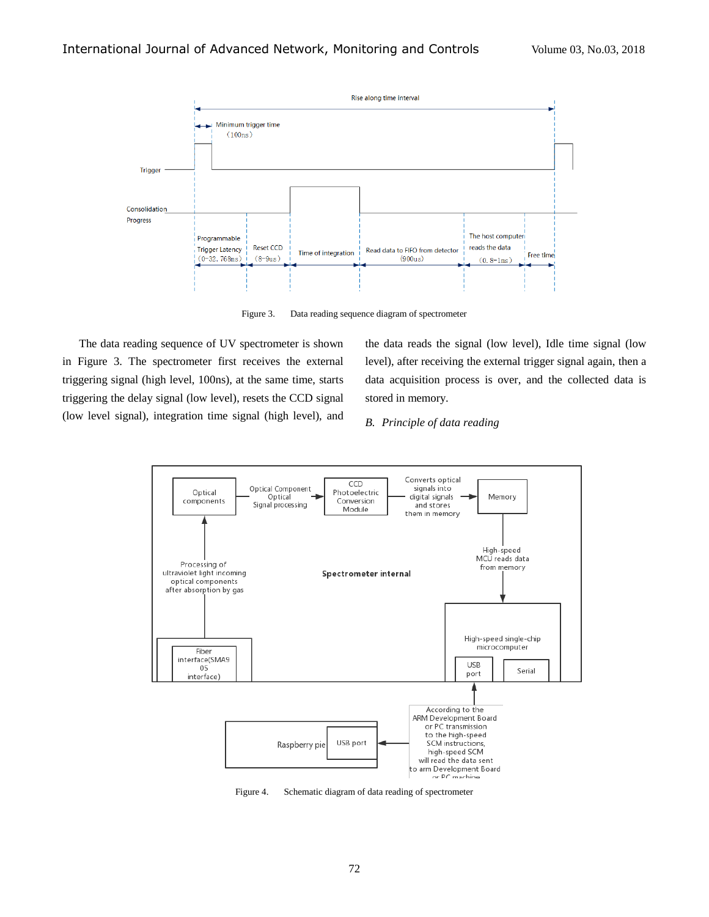Figure 3. Data reading sequence diagram of spectrometer

The data reading sequence of UV spectrometer is shown in Figure 3. The spectrometer first receives the external triggering signal (high level, 100ns), at the same time, starts triggering the delay signal (low level), resets the CCD signal (low level signal), integration time signal (high level), and the data reads the signal (low level), Idle time signal (low level), after receiving the external trigger signal again, then a data acquisition process is over, and the collected data is stored in memory.

*B. Principle of data reading*

Figure 4. Schematic diagram of data reading of spectrometer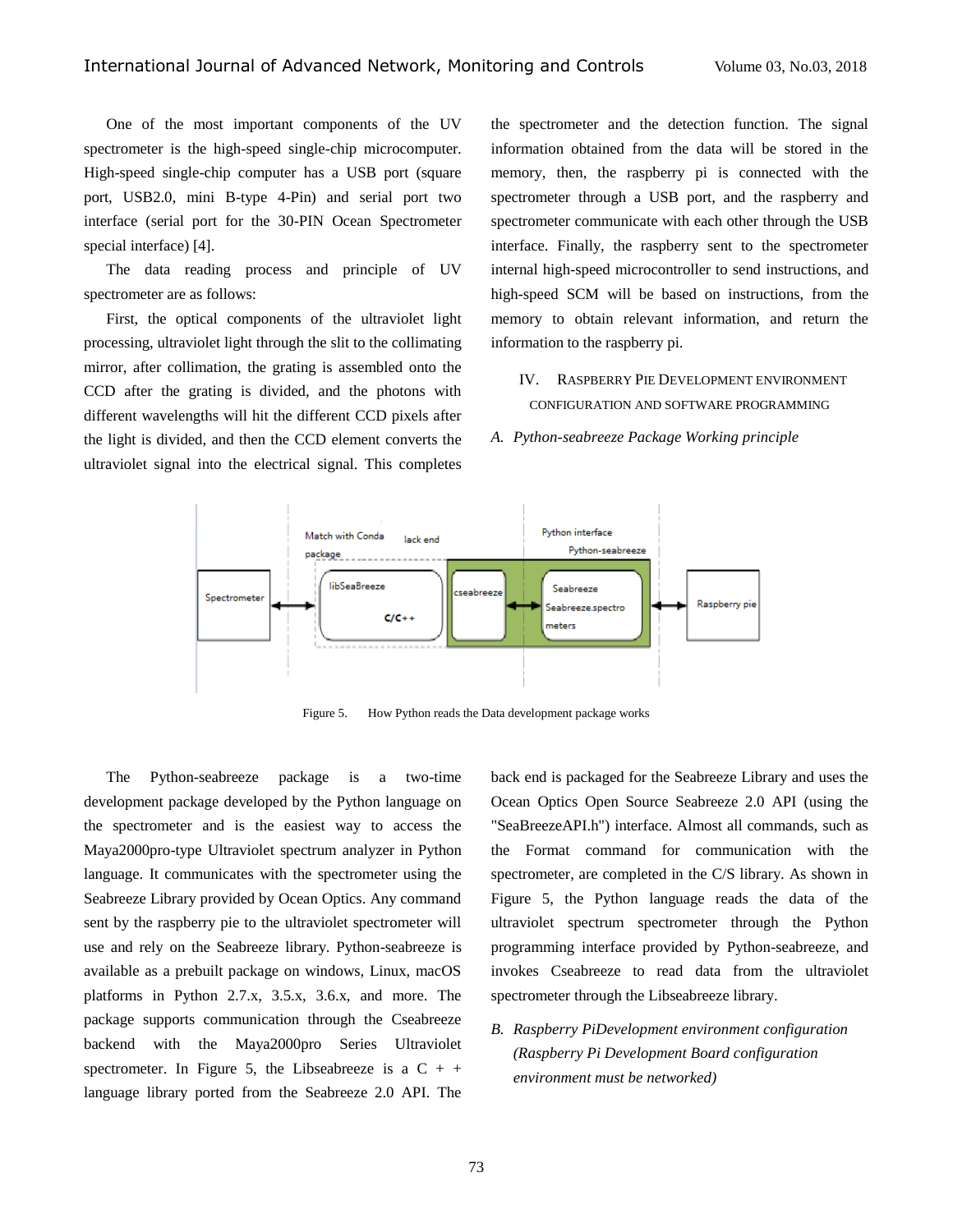One of the most important components of the UV spectrometer is the high-speed single-chip microcomputer. High-speed single-chip computer has a USB port (square port, USB2.0, mini B-type 4-Pin) and serial port two interface (serial port for the 30-PIN Ocean Spectrometer special interface) [4].

The data reading process and principle of UV spectrometer are as follows:

First, the optical components of the ultraviolet light processing, ultraviolet light through the slit to the collimating mirror, after collimation, the grating is assembled onto the CCD after the grating is divided, and the photons with different wavelengths will hit the different CCD pixels after the light is divided, and then the CCD element converts the ultraviolet signal into the electrical signal. This completes the spectrometer and the detection function. The signal information obtained from the data will be stored in the memory, then, the raspberry pi is connected with the spectrometer through a USB port, and the raspberry and spectrometer communicate with each other through the USB interface. Finally, the raspberry sent to the spectrometer internal high-speed microcontroller to send instructions, and high-speed SCM will be based on instructions, from the memory to obtain relevant information, and return the information to the raspberry pi.

## IV. Raspberry Pie Development Environment Configuration and Software Programming

### A. Python-seabreeze Package Working principle

Figure 5. How Python reads the Data development package works

The Python-seabreeze package is a two-time development package developed by the Python language on the spectrometer and is the easiest way to access the Maya2000pro-type Ultraviolet spectrum analyzer in Python language. It communicates with the spectrometer using the Seabreeze Library provided by Ocean Optics. Any command sent by the raspberry pie to the ultraviolet spectrometer will use and rely on the Seabreeze library. Python-seabreeze is available as a prebuilt package on windows, Linux, macOS platforms in Python 2.7.x, 3.5.x, 3.6.x, and more. The package supports communication through the Cseabreeze backend with the Maya2000pro Series Ultraviolet spectrometer. In Figure 5, the Libseabreeze is a C + + language library ported from the Seabreeze 2.0 API. The back end is packaged for the Seabreeze Library and uses the Ocean Optics Open Source Seabreeze 2.0 API (using the "SeaBreezeAPI.h") interface. Almost all commands, such as the Format command for communication with the spectrometer, are completed in the C/S library. As shown in Figure 5, the Python language reads the data of the ultraviolet spectrum spectrometer through the Python programming interface provided by Python-seabreeze, and invokes Cseabreeze to read data from the ultraviolet spectrometer through the Libseabreeze library.

### B. Raspberry PiDevelopment environment configuration (Raspberry Pi Development Board configuration environment must be networked)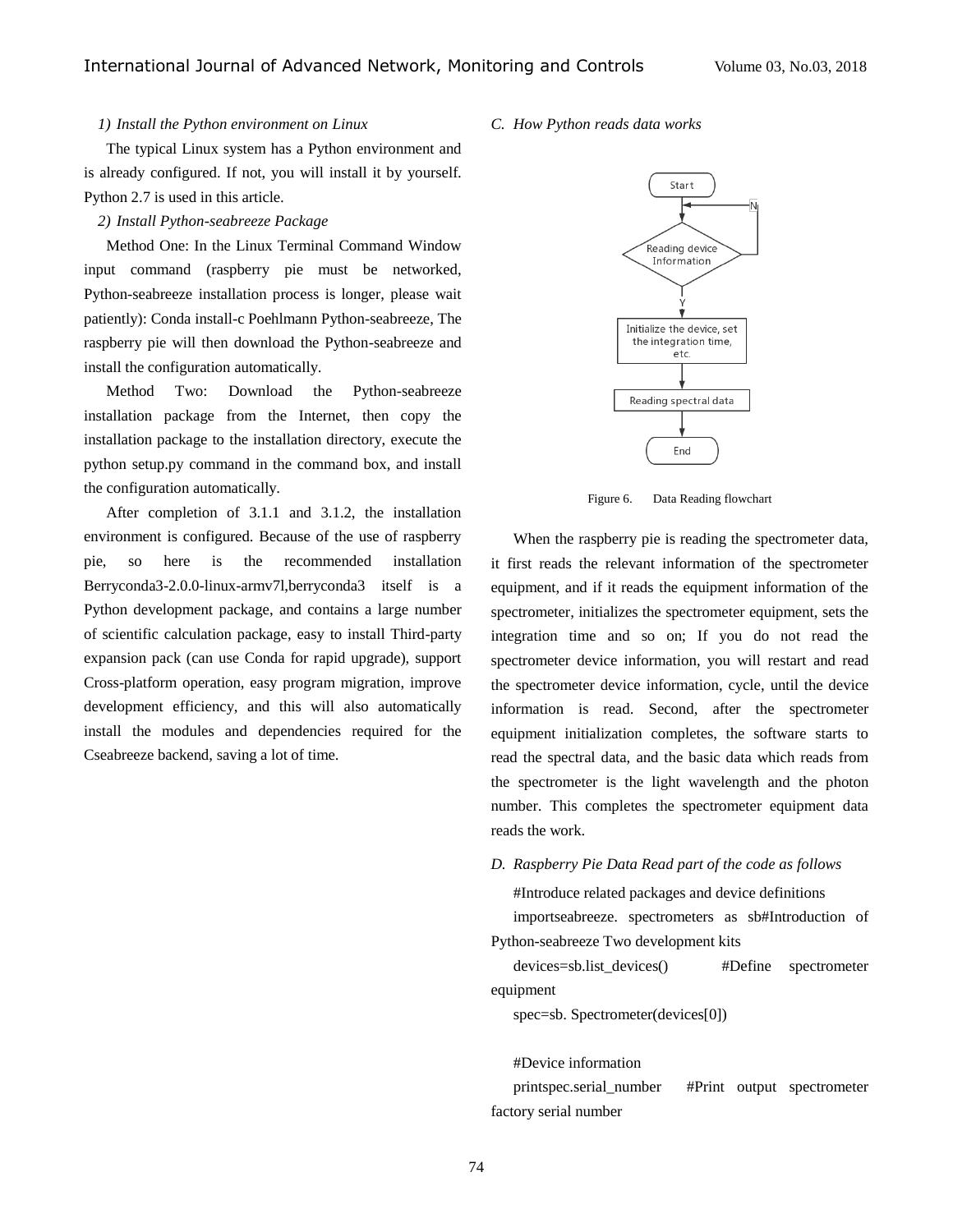*1) Install the Python environment on Linux*

The typical Linux system has a Python environment and is already configured. If not, you will install it by yourself. Python 2.7 is used in this article.

*2) Install Python-seabreeze Package*

Method One: In the Linux Terminal Command Window input command (raspberry pie must be networked, Python-seabreeze installation process is longer, please wait patiently): Conda install-c Poehlmann Python-seabreeze, The raspberry pie will then download the Python-seabreeze and install the configuration automatically.

Method Two: Download the Python-seabreeze installation package from the Internet, then copy the installation package to the installation directory, execute the python setup.py command in the command box, and install the configuration automatically.

After completion of 3.1.1 and 3.1.2, the installation environment is configured. Because of the use of raspberry pie, so here is the recommended installation Berryconda3-2.0.0-linux-armv7l,berryconda3 itself is a Python development package, and contains a large number of scientific calculation package, easy to install Third-party expansion pack (can use Conda for rapid upgrade), support Cross-platform operation, easy program migration, improve development efficiency, and this will also automatically install the modules and dependencies required for the Cseabreeze backend, saving a lot of time.

*C. How Python reads data works*

Figure 6. Data Reading flowchart

When the raspberry pie is reading the spectrometer data, it first reads the relevant information of the spectrometer equipment, and if it reads the equipment information of the spectrometer, initializes the spectrometer equipment, sets the integration time and so on; If you do not read the spectrometer device information, you will restart and read the spectrometer device information, cycle, until the device information is read. Second, after the spectrometer equipment initialization completes, the software starts to read the spectral data, and the basic data which reads from the spectrometer is the light wavelength and the photon number. This completes the spectrometer equipment data reads the work.

*D. Raspberry Pie Data Read part of the code as follows*

```
#Introduce related packages and device definitions
importseabreeze. spectrometers as sb#Introduction of Python-seabreeze Two development kits
devices=sb.list_devices()        #Define spectrometer equipment
spec=sb. Spectrometer(devices[0])

#Device information
printspec.serial_number    #Print output spectrometer factory serial number
```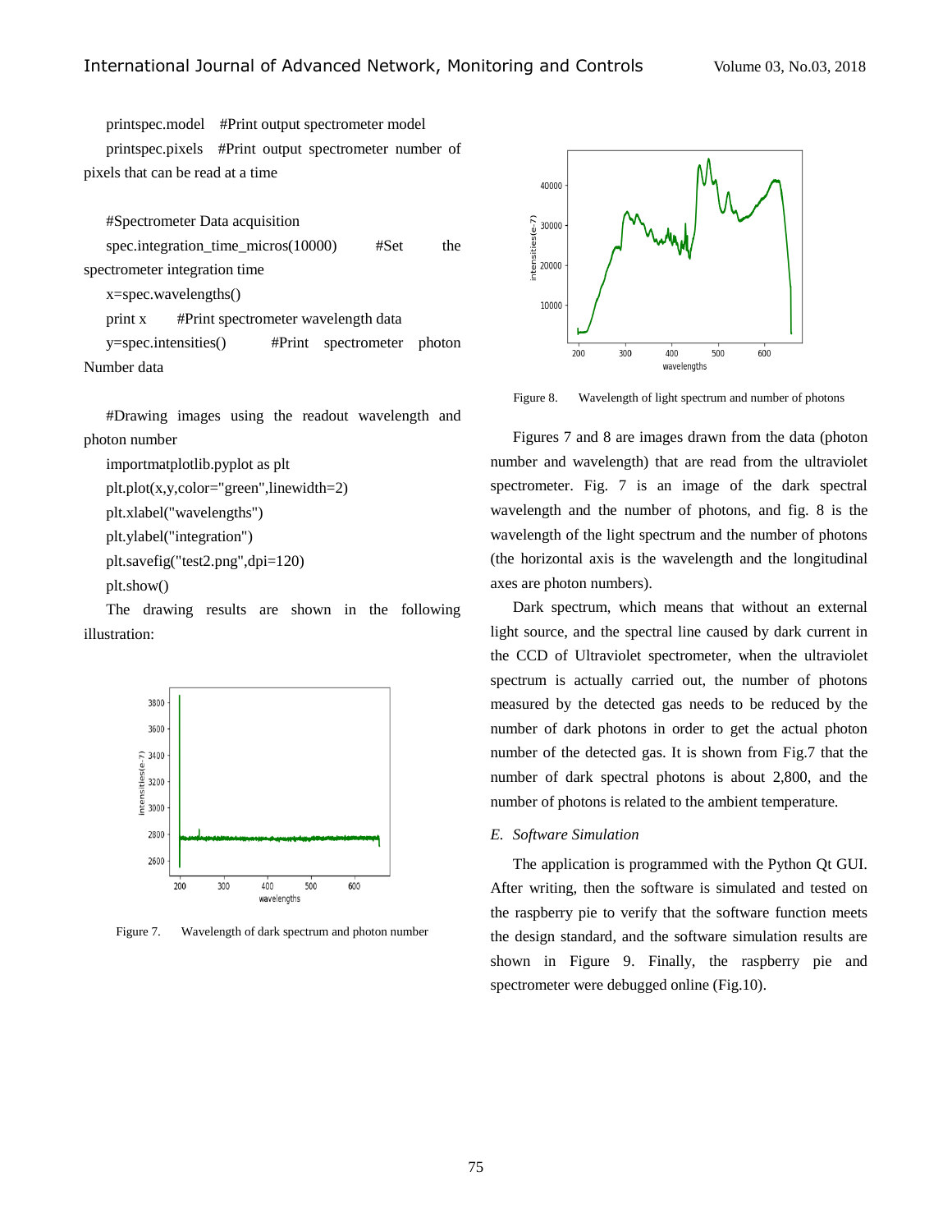printspec.model #Print output spectrometer model

printspec.pixels #Print output spectrometer number of pixels that can be read at a time

#Spectrometer Data acquisition

spec.integration_time_micros(10000) #Set the spectrometer integration time

x=spec.wavelengths()

print x #Print spectrometer wavelength data

y=spec.intensities() #Print spectrometer photon Number data

#Drawing images using the readout wavelength and photon number

importmatplotlib.pyplot as plt

plt.plot(x,y,color="green",linewidth=2)

plt.xlabel("wavelengths")

plt.ylabel("integration")

plt.savefig("test2.png",dpi=120)

plt.show()

The drawing results are shown in the following illustration:

Figure 7. Wavelength of dark spectrum and photon number

Figure 8. Wavelength of light spectrum and number of photons

Figures 7 and 8 are images drawn from the data (photon number and wavelength) that are read from the ultraviolet spectrometer. Fig. 7 is an image of the dark spectral wavelength and the number of photons, and fig. 8 is the wavelength of the light spectrum and the number of photons (the horizontal axis is the wavelength and the longitudinal axes are photon numbers).

Dark spectrum, which means that without an external light source, and the spectral line caused by dark current in the CCD of Ultraviolet spectrometer, when the ultraviolet spectrum is actually carried out, the number of photons measured by the detected gas needs to be reduced by the number of dark photons in order to get the actual photon number of the detected gas. It is shown from Fig.7 that the number of dark spectral photons is about 2,800, and the number of photons is related to the ambient temperature.

### *E. Software Simulation*

The application is programmed with the Python Qt GUI. After writing, then the software is simulated and tested on the raspberry pie to verify that the software function meets the design standard, and the software simulation results are shown in Figure 9. Finally, the raspberry pie and spectrometer were debugged online (Fig.10).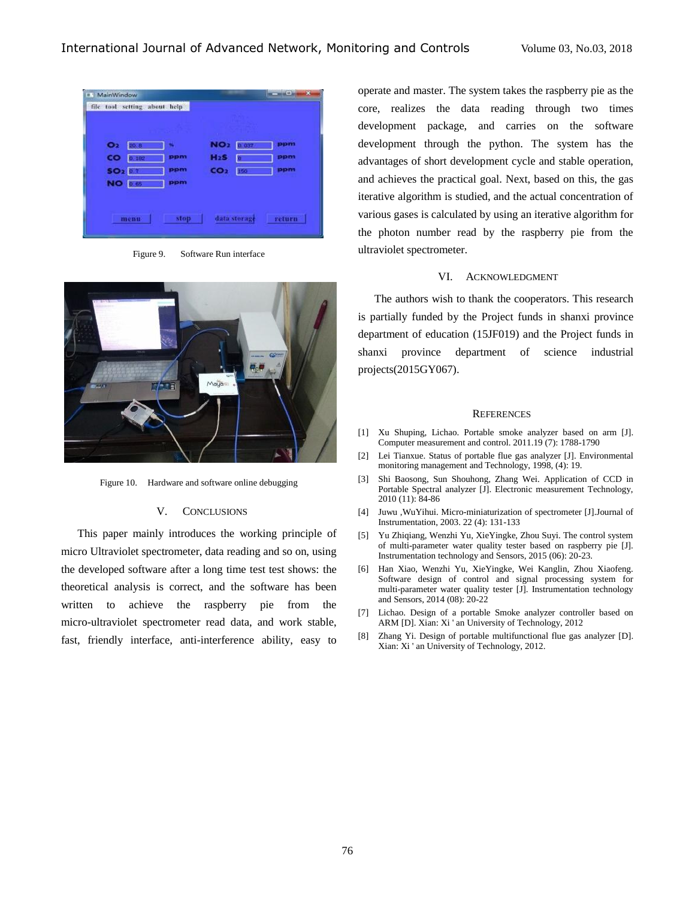Figure 9. Software Run interface

Figure 10. Hardware and software online debugging

## V. CONCLUSIONS

This paper mainly introduces the working principle of micro Ultraviolet spectrometer, data reading and so on, using the developed software after a long time test test shows: the theoretical analysis is correct, and the software has been written to achieve the raspberry pie from the micro-ultraviolet spectrometer read data, and work stable, fast, friendly interface, anti-interference ability, easy to operate and master. The system takes the raspberry pie as the core, realizes the data reading through two times development package, and carries on the software development through the python. The system has the advantages of short development cycle and stable operation, and achieves the practical goal. Next, based on this, the gas iterative algorithm is studied, and the actual concentration of various gases is calculated by using an iterative algorithm for the photon number read by the raspberry pie from the ultraviolet spectrometer.

## VI. ACKNOWLEDGMENT

The authors wish to thank the cooperators. This research is partially funded by the Project funds in shanxi province department of education (15JF019) and the Project funds in shanxi province department of science industrial projects(2015GY067).

## REFERENCES

[1] Xu Shuping, Lichao. Portable smoke analyzer based on arm [J]. Computer measurement and control. 2011.19 (7): 1788-1790

[2] Lei Tianxue. Status of portable flue gas analyzer [J]. Environmental monitoring management and Technology, 1998, (4): 19.

[3] Shi Baosong, Sun Shouhong, Zhang Wei. Application of CCD in Portable Spectral analyzer [J]. Electronic measurement Technology, 2010 (11): 84-86

[4] Juwu ,WuYihui. Micro-miniaturization of spectrometer [J].Journal of Instrumentation, 2003. 22 (4): 131-133

[5] Yu Zhiqiang, Wenzhi Yu, XieYingke, Zhou Suyi. The control system of multi-parameter water quality tester based on raspberry pie [J]. Instrumentation technology and Sensors, 2015 (06): 20-23.

[6] Han Xiao, Wenzhi Yu, XieYingke, Wei Kanglin, Zhou Xiaofeng. Software design of control and signal processing system for multi-parameter water quality tester [J]. Instrumentation technology and Sensors, 2014 (08): 20-22

[7] Lichao. Design of a portable Smoke analyzer controller based on ARM [D]. Xian: Xi ' an University of Technology, 2012

[8] Zhang Yi. Design of portable multifunctional flue gas analyzer [D]. Xian: Xi ' an University of Technology, 2012.